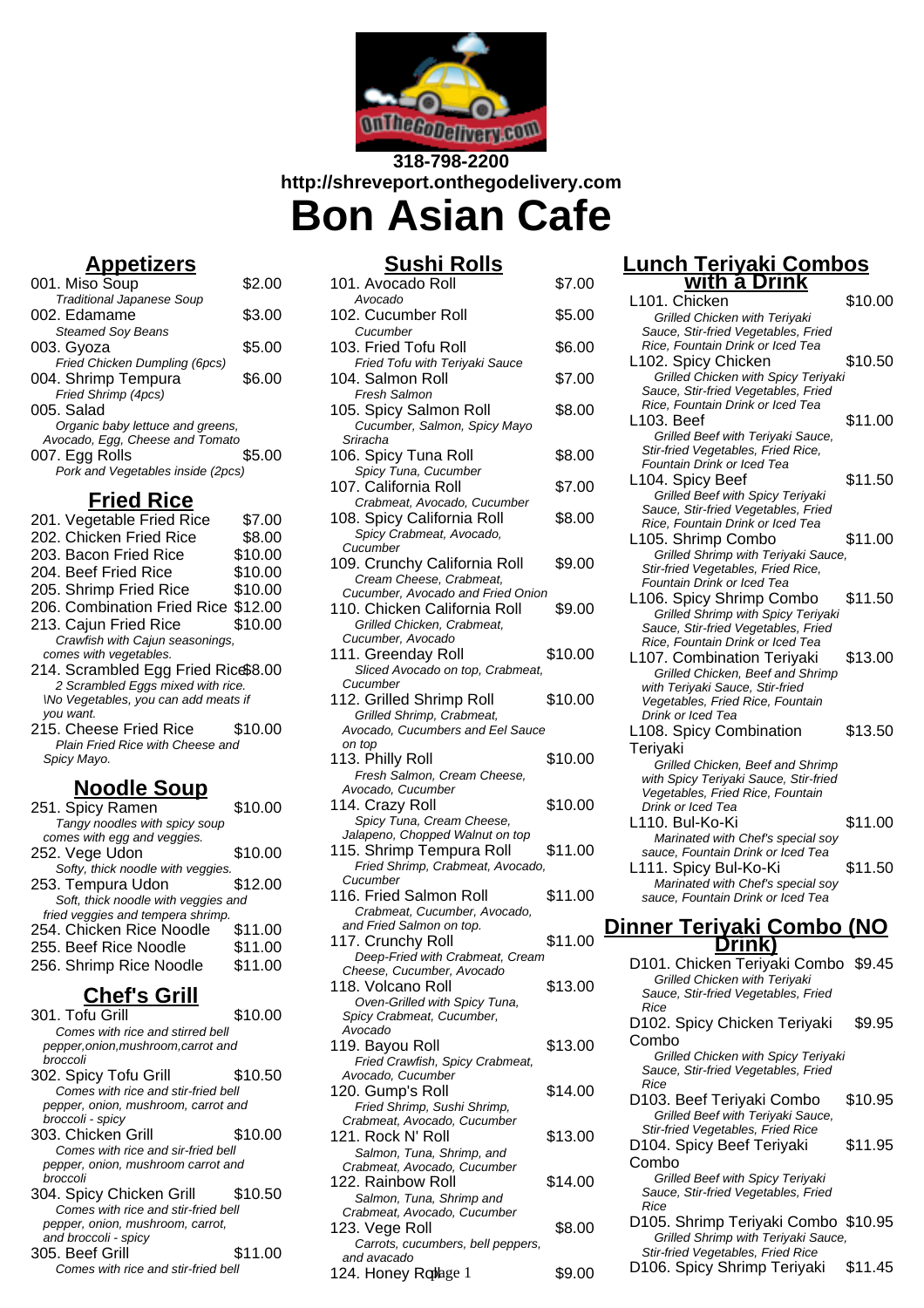318-798-2200
http://shreveport.onthegodelivery.com

# Bon Asian Cafe

## Appetizers

001. Miso Soup $2.00
*Traditional Japanese Soup*

002. Edamame $3.00
*Steamed Soy Beans*

003. Gyoza $5.00
*Fried Chicken Dumpling (6pcs)*

004. Shrimp Tempura $6.00
*Fried Shrimp (4pcs)*

005. Salad
*Organic baby lettuce and greens, Avocado, Egg, Cheese and Tomato*

007. Egg Rolls $5.00
*Pork and Vegetables inside (2pcs)*

## Fried Rice

201. Vegetable Fried Rice $7.00
202. Chicken Fried Rice $8.00
203. Bacon Fried Rice $10.00
204. Beef Fried Rice $10.00
205. Shrimp Fried Rice $10.00
206. Combination Fried Rice $12.00
213. Cajun Fried Rice $10.00
*Crawfish with Cajun seasonings, comes with vegetables.*

214. Scrambled Egg Fried Rice $8.00
*2 Scrambled Eggs mixed with rice. \No Vegetables, you can add meats if you want.*

215. Cheese Fried Rice $10.00
*Plain Fried Rice with Cheese and Spicy Mayo.*

## Noodle Soup

251. Spicy Ramen $10.00
*Tangy noodles with spicy soup comes with egg and veggies.*

252. Vege Udon $10.00
*Softy, thick noodle with veggies.*

253. Tempura Udon $12.00
*Soft, thick noodle with veggies and fried veggies and tempera shrimp.*

254. Chicken Rice Noodle $11.00
255. Beef Rice Noodle $11.00
256. Shrimp Rice Noodle $11.00

## Chef's Grill

301. Tofu Grill $10.00
*Comes with rice and stirred bell pepper,onion,mushroom,carrot and broccoli*

302. Spicy Tofu Grill $10.50
*Comes with rice and stir-fried bell pepper, onion, mushroom, carrot and broccoli - spicy*

303. Chicken Grill $10.00
*Comes with rice and sir-fried bell pepper, onion, mushroom carrot and broccoli*

304. Spicy Chicken Grill $10.50
*Comes with rice and stir-fried bell pepper, onion, mushroom, carrot, and broccoli - spicy*

305. Beef Grill $11.00
*Comes with rice and stir-fried bell*

## Sushi Rolls

101. Avocado Roll $7.00
*Avocado*

102. Cucumber Roll $5.00
*Cucumber*

103. Fried Tofu Roll $6.00
*Fried Tofu with Teriyaki Sauce*

104. Salmon Roll $7.00
*Fresh Salmon*

105. Spicy Salmon Roll $8.00
*Cucumber, Salmon, Spicy Mayo Sriracha*

106. Spicy Tuna Roll $8.00
*Spicy Tuna, Cucumber*

107. California Roll $7.00
*Crabmeat, Avocado, Cucumber*

108. Spicy California Roll $8.00
*Spicy Crabmeat, Avocado, Cucumber*

109. Crunchy California Roll $9.00
*Cream Cheese, Crabmeat, Cucumber, Avocado and Fried Onion*

110. Chicken California Roll $9.00
*Grilled Chicken, Crabmeat, Cucumber, Avocado*

111. Greenday Roll $10.00
*Sliced Avocado on top, Crabmeat, Cucumber*

112. Grilled Shrimp Roll $10.00
*Grilled Shrimp, Crabmeat, Avocado, Cucumbers and Eel Sauce on top*

113. Philly Roll $10.00
*Fresh Salmon, Cream Cheese, Avocado, Cucumber*

114. Crazy Roll $10.00
*Spicy Tuna, Cream Cheese, Jalapeno, Chopped Walnut on top*

115. Shrimp Tempura Roll $11.00
*Fried Shrimp, Crabmeat, Avocado, Cucumber*

116. Fried Salmon Roll $11.00
*Crabmeat, Cucumber, Avocado, and Fried Salmon on top.*

117. Crunchy Roll $11.00
*Deep-Fried with Crabmeat, Cream Cheese, Cucumber, Avocado*

118. Volcano Roll $13.00
*Oven-Grilled with Spicy Tuna, Spicy Crabmeat, Cucumber, Avocado*

119. Bayou Roll $13.00
*Fried Crawfish, Spicy Crabmeat, Avocado, Cucumber*

120. Gump's Roll $14.00
*Fried Shrimp, Sushi Shrimp, Crabmeat, Avocado, Cucumber*

121. Rock N' Roll $13.00
*Salmon, Tuna, Shrimp, and Crabmeat, Avocado, Cucumber*

122. Rainbow Roll $14.00
*Salmon, Tuna, Shrimp and Crabmeat, Avocado, Cucumber*

123. Vege Roll $8.00
*Carrots, cucumbers, bell peppers, and avacado*

124. Honey Roll $9.00

## Lunch Teriyaki Combos with a Drink

L101. Chicken $10.00
*Grilled Chicken with Teriyaki Sauce, Stir-fried Vegetables, Fried Rice, Fountain Drink or Iced Tea*

L102. Spicy Chicken $10.50
*Grilled Chicken with Spicy Teriyaki Sauce, Stir-fried Vegetables, Fried Rice, Fountain Drink or Iced Tea*

L103. Beef $11.00
*Grilled Beef with Teriyaki Sauce, Stir-fried Vegetables, Fried Rice, Fountain Drink or Iced Tea*

L104. Spicy Beef $11.50
*Grilled Beef with Spicy Teriyaki Sauce, Stir-fried Vegetables, Fried Rice, Fountain Drink or Iced Tea*

L105. Shrimp Combo $11.00
*Grilled Shrimp with Teriyaki Sauce, Stir-fried Vegetables, Fried Rice, Fountain Drink or Iced Tea*

L106. Spicy Shrimp Combo $11.50
*Grilled Shrimp with Spicy Teriyaki Sauce, Stir-fried Vegetables, Fried Rice, Fountain Drink or Iced Tea*

L107. Combination Teriyaki $13.00
*Grilled Chicken, Beef and Shrimp with Teriyaki Sauce, Stir-fried Vegetables, Fried Rice, Fountain Drink or Iced Tea*

L108. Spicy Combination Teriyaki $13.50
*Grilled Chicken, Beef and Shrimp with Spicy Teriyaki Sauce, Stir-fried Vegetables, Fried Rice, Fountain Drink or Iced Tea*

L110. Bul-Ko-Ki $11.00
*Marinated with Chef's special soy sauce, Fountain Drink or Iced Tea*

L111. Spicy Bul-Ko-Ki $11.50
*Marinated with Chef's special soy sauce, Fountain Drink or Iced Tea*

## Dinner Teriyaki Combo (NO Drink)

D101. Chicken Teriyaki Combo $9.45
*Grilled Chicken with Teriyaki Sauce, Stir-fried Vegetables, Fried Rice*

D102. Spicy Chicken Teriyaki Combo $9.95
*Grilled Chicken with Spicy Teriyaki Sauce, Stir-fried Vegetables, Fried Rice*

D103. Beef Teriyaki Combo $10.95
*Grilled Beef with Teriyaki Sauce, Stir-fried Vegetables, Fried Rice*

D104. Spicy Beef Teriyaki Combo $11.95
*Grilled Beef with Spicy Teriyaki Sauce, Stir-fried Vegetables, Fried Rice*

D105. Shrimp Teriyaki Combo $10.95
*Grilled Shrimp with Teriyaki Sauce, Stir-fried Vegetables, Fried Rice*

D106. Spicy Shrimp Teriyaki $11.45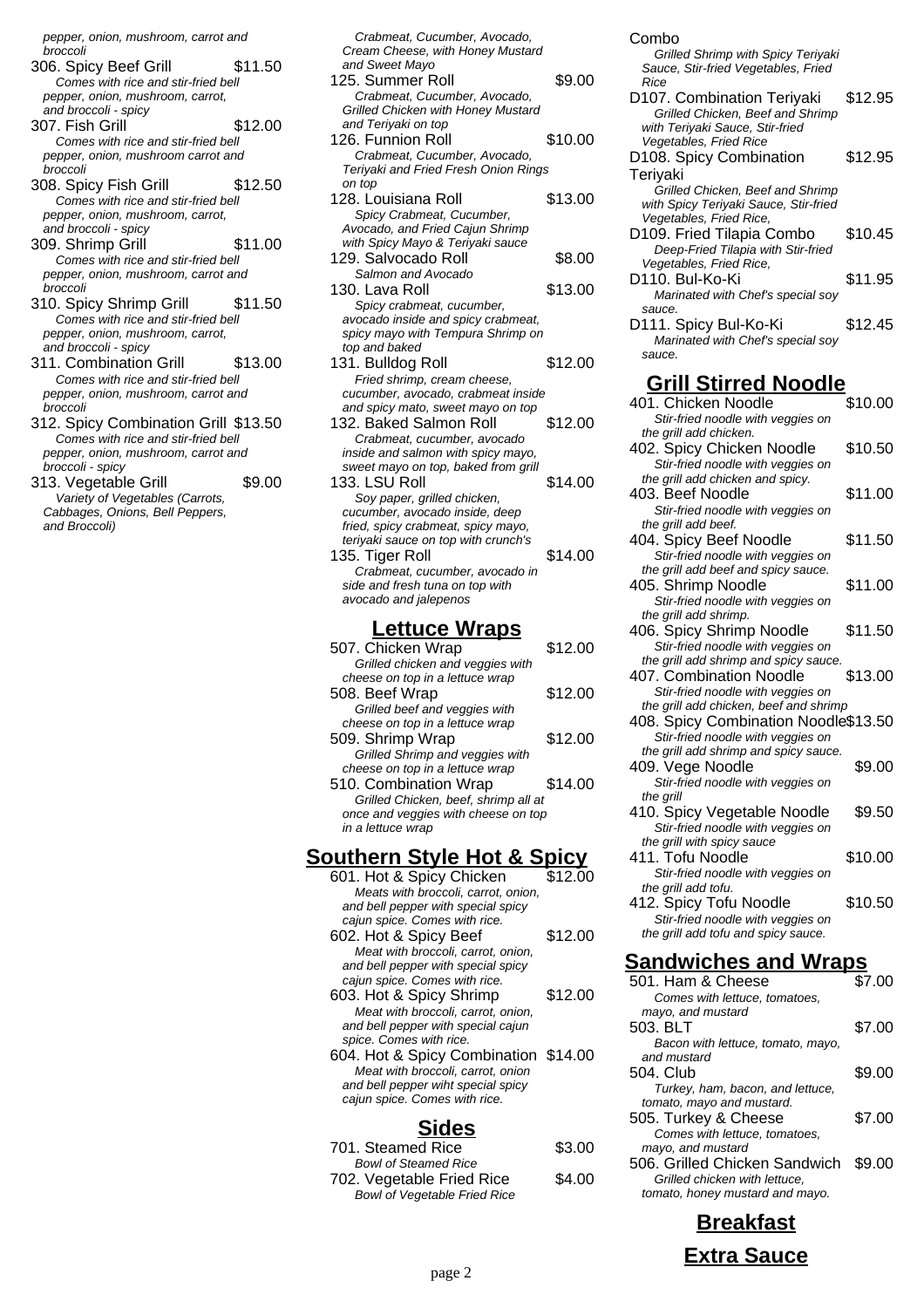pepper, onion, mushroom, carrot and broccoli

306. Spicy Beef Grill $11.50
*Comes with rice and stir-fried bell pepper, onion, mushroom, carrot, and broccoli - spicy*

307. Fish Grill $12.00
*Comes with rice and stir-fried bell pepper, onion, mushroom carrot and broccoli*

308. Spicy Fish Grill $12.50
*Comes with rice and stir-fried bell pepper, onion, mushroom, carrot, and broccoli - spicy*

309. Shrimp Grill $11.00
*Comes with rice and stir-fried bell pepper, onion, mushroom, carrot and broccoli*

310. Spicy Shrimp Grill $11.50
*Comes with rice and stir-fried bell pepper, onion, mushroom, carrot, and broccoli - spicy*

311. Combination Grill $13.00
*Comes with rice and stir-fried bell pepper, onion, mushroom, carrot and broccoli*

312. Spicy Combination Grill $13.50
*Comes with rice and stir-fried bell pepper, onion, mushroom, carrot and broccoli - spicy*

313. Vegetable Grill $9.00
*Variety of Vegetables (Carrots, Cabbages, Onions, Bell Peppers, and Broccoli)*

*Crabmeat, Cucumber, Avocado, Cream Cheese, with Honey Mustard and Sweet Mayo*

125. Summer Roll $9.00
*Crabmeat, Cucumber, Avocado, Grilled Chicken with Honey Mustard and Teriyaki on top*

126. Funnion Roll $10.00
*Crabmeat, Cucumber, Avocado, Teriyaki and Fried Fresh Onion Rings on top*

128. Louisiana Roll $13.00
*Spicy Crabmeat, Cucumber, Avocado, and Fried Cajun Shrimp with Spicy Mayo & Teriyaki sauce*

129. Salvocado Roll $8.00
*Salmon and Avocado*

130. Lava Roll $13.00
*Spicy crabmeat, cucumber, avocado inside and spicy crabmeat, spicy mayo with Tempura Shrimp on top and baked*

131. Bulldog Roll $12.00
*Fried shrimp, cream cheese, cucumber, avocado, crabmeat inside and spicy mato, sweet mayo on top*

132. Baked Salmon Roll $12.00
*Crabmeat, cucumber, avocado inside and salmon with spicy mayo, sweet mayo on top, baked from grill*

133. LSU Roll $14.00
*Soy paper, grilled chicken, cucumber, avocado inside, deep fried, spicy crabmeat, spicy mayo, teriyaki sauce on top with crunch's*

135. Tiger Roll $14.00
*Crabmeat, cucumber, avocado in side and fresh tuna on top with avocado and jalepenos*

## Lettuce Wraps

507. Chicken Wrap $12.00
*Grilled chicken and veggies with cheese on top in a lettuce wrap*

508. Beef Wrap $12.00
*Grilled beef and veggies with cheese on top in a lettuce wrap*

509. Shrimp Wrap $12.00
*Grilled Shrimp and veggies with cheese on top in a lettuce wrap*

510. Combination Wrap $14.00
*Grilled Chicken, beef, shrimp all at once and veggies with cheese on top in a lettuce wrap*

## Southern Style Hot & Spicy

601. Hot & Spicy Chicken $12.00
*Meats with broccoli, carrot, onion, and bell pepper with special spicy cajun spice. Comes with rice.*

602. Hot & Spicy Beef $12.00
*Meat with broccoli, carrot, onion, and bell pepper with special spicy cajun spice. Comes with rice.*

603. Hot & Spicy Shrimp $12.00
*Meat with broccoli, carrot, onion, and bell pepper with special cajun spice. Comes with rice.*

604. Hot & Spicy Combination $14.00
*Meat with broccoli, carrot, onion and bell pepper wiht special spicy cajun spice. Comes with rice.*

## Sides

701. Steamed Rice $3.00
*Bowl of Steamed Rice*

702. Vegetable Fried Rice $4.00
*Bowl of Vegetable Fried Rice*

Combo
*Grilled Shrimp with Spicy Teriyaki Sauce, Stir-fried Vegetables, Fried Rice*

D107. Combination Teriyaki $12.95
*Grilled Chicken, Beef and Shrimp with Teriyaki Sauce, Stir-fried Vegetables, Fried Rice*

D108. Spicy Combination Teriyaki $12.95
*Grilled Chicken, Beef and Shrimp with Spicy Teriyaki Sauce, Stir-fried Vegetables, Fried Rice,*

D109. Fried Tilapia Combo $10.45
*Deep-Fried Tilapia with Stir-fried Vegetables, Fried Rice,*

D110. Bul-Ko-Ki $11.95
*Marinated with Chef's special soy sauce.*

D111. Spicy Bul-Ko-Ki $12.45
*Marinated with Chef's special soy sauce.*

## Grill Stirred Noodle

401. Chicken Noodle $10.00
*Stir-fried noodle with veggies on the grill add chicken.*

402. Spicy Chicken Noodle $10.50
*Stir-fried noodle with veggies on the grill add chicken and spicy.*

403. Beef Noodle $11.00
*Stir-fried noodle with veggies on the grill add beef.*

404. Spicy Beef Noodle $11.50
*Stir-fried noodle with veggies on the grill add beef and spicy sauce.*

405. Shrimp Noodle $11.00
*Stir-fried noodle with veggies on the grill add shrimp.*

406. Spicy Shrimp Noodle $11.50
*Stir-fried noodle with veggies on the grill add shrimp and spicy sauce.*

407. Combination Noodle $13.00
*Stir-fried noodle with veggies on the grill add chicken, beef and shrimp*

408. Spicy Combination Noodle $13.50
*Stir-fried noodle with veggies on the grill add shrimp and spicy sauce.*

409. Vege Noodle $9.00
*Stir-fried noodle with veggies on the grill*

410. Spicy Vegetable Noodle $9.50
*Stir-fried noodle with veggies on the grill with spicy sauce*

411. Tofu Noodle $10.00
*Stir-fried noodle with veggies on the grill add tofu.*

412. Spicy Tofu Noodle $10.50
*Stir-fried noodle with veggies on the grill add tofu and spicy sauce.*

## Sandwiches and Wraps

501. Ham & Cheese $7.00
*Comes with lettuce, tomatoes, mayo, and mustard*

503. BLT $7.00
*Bacon with lettuce, tomato, mayo, and mustard*

504. Club $9.00
*Turkey, ham, bacon, and lettuce, tomato, mayo and mustard.*

505. Turkey & Cheese $7.00
*Comes with lettuce, tomatoes, mayo, and mustard*

506. Grilled Chicken Sandwich $9.00
*Grilled chicken with lettuce, tomato, honey mustard and mayo.*

## Breakfast

## Extra Sauce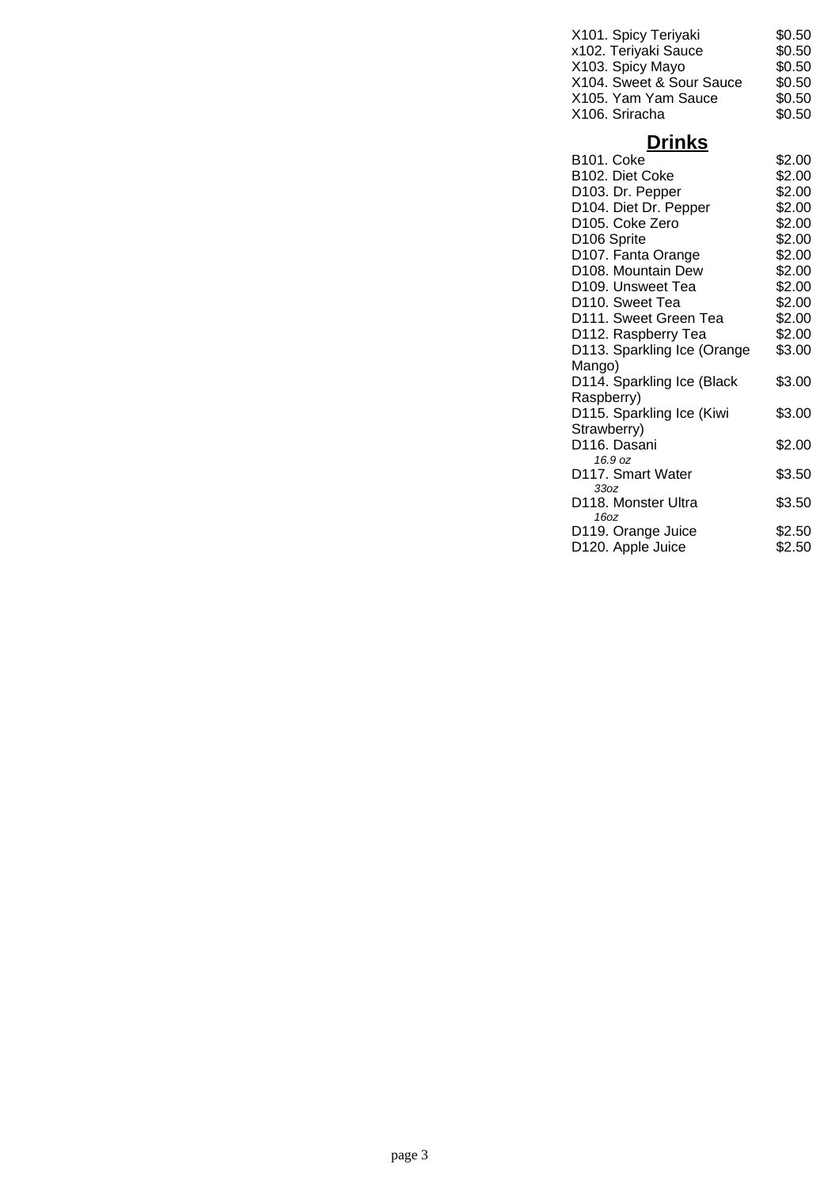| | |
|---|---|
| X101. Spicy Teriyaki | $0.50 |
| x102. Teriyaki Sauce | $0.50 |
| X103. Spicy Mayo | $0.50 |
| X104. Sweet & Sour Sauce | $0.50 |
| X105. Yam Yam Sauce | $0.50 |
| X106. Sriracha | $0.50 |

## Drinks

| | |
|---|---|
| B101. Coke | $2.00 |
| B102. Diet Coke | $2.00 |
| D103. Dr. Pepper | $2.00 |
| D104. Diet Dr. Pepper | $2.00 |
| D105. Coke Zero | $2.00 |
| D106 Sprite | $2.00 |
| D107. Fanta Orange | $2.00 |
| D108. Mountain Dew | $2.00 |
| D109. Unsweet Tea | $2.00 |
| D110. Sweet Tea | $2.00 |
| D111. Sweet Green Tea | $2.00 |
| D112. Raspberry Tea | $2.00 |
| D113. Sparkling Ice (Orange Mango) | $3.00 |
| D114. Sparkling Ice (Black Raspberry) | $3.00 |
| D115. Sparkling Ice (Kiwi Strawberry) | $3.00 |
| D116. Dasani *16.9 oz* | $2.00 |
| D117. Smart Water *33oz* | $3.50 |
| D118. Monster Ultra *16oz* | $3.50 |
| D119. Orange Juice | $2.50 |
| D120. Apple Juice | $2.50 |